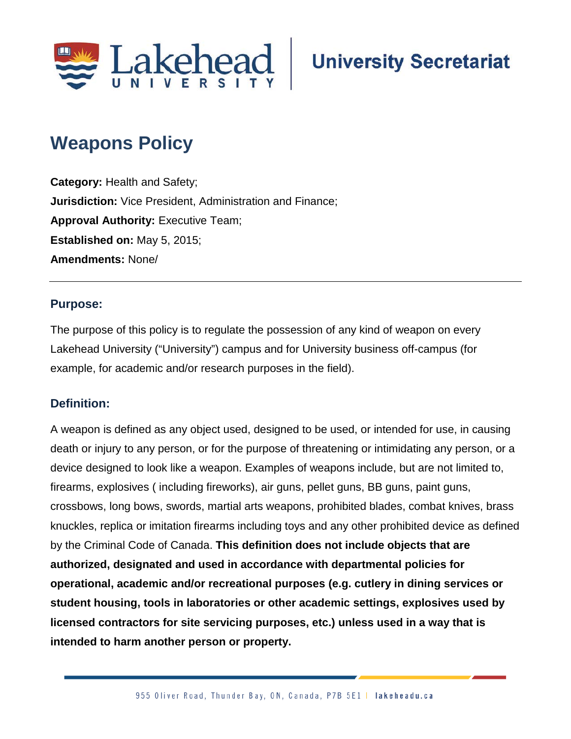# Weapons Policy

**Category:** Health and Safety;
**Jurisdiction:** Vice President, Administration and Finance;
**Approval Authority:** Executive Team;
**Established on:** May 5, 2015;
**Amendments:** None/

---

## Purpose:

The purpose of this policy is to regulate the possession of any kind of weapon on every Lakehead University ("University") campus and for University business off-campus (for example, for academic and/or research purposes in the field).

## Definition:

A weapon is defined as any object used, designed to be used, or intended for use, in causing death or injury to any person, or for the purpose of threatening or intimidating any person, or a device designed to look like a weapon. Examples of weapons include, but are not limited to, firearms, explosives ( including fireworks), air guns, pellet guns, BB guns, paint guns, crossbows, long bows, swords, martial arts weapons, prohibited blades, combat knives, brass knuckles, replica or imitation firearms including toys and any other prohibited device as defined by the Criminal Code of Canada. **This definition does not include objects that are authorized, designated and used in accordance with departmental policies for operational, academic and/or recreational purposes (e.g. cutlery in dining services or student housing, tools in laboratories or other academic settings, explosives used by licensed contractors for site servicing purposes, etc.) unless used in a way that is intended to harm another person or property.**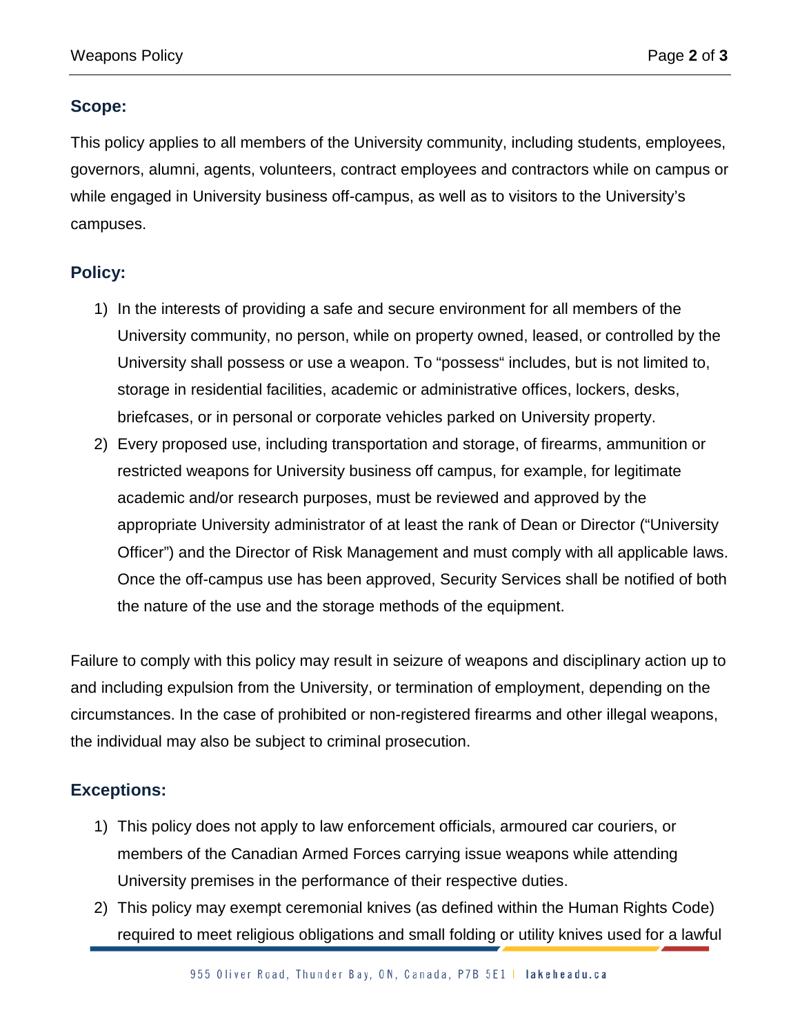## Scope:

This policy applies to all members of the University community, including students, employees, governors, alumni, agents, volunteers, contract employees and contractors while on campus or while engaged in University business off-campus, as well as to visitors to the University's campuses.

## Policy:

1) In the interests of providing a safe and secure environment for all members of the University community, no person, while on property owned, leased, or controlled by the University shall possess or use a weapon. To "possess" includes, but is not limited to, storage in residential facilities, academic or administrative offices, lockers, desks, briefcases, or in personal or corporate vehicles parked on University property.
2) Every proposed use, including transportation and storage, of firearms, ammunition or restricted weapons for University business off campus, for example, for legitimate academic and/or research purposes, must be reviewed and approved by the appropriate University administrator of at least the rank of Dean or Director ("University Officer") and the Director of Risk Management and must comply with all applicable laws. Once the off-campus use has been approved, Security Services shall be notified of both the nature of the use and the storage methods of the equipment.

Failure to comply with this policy may result in seizure of weapons and disciplinary action up to and including expulsion from the University, or termination of employment, depending on the circumstances. In the case of prohibited or non-registered firearms and other illegal weapons, the individual may also be subject to criminal prosecution.

## Exceptions:

1) This policy does not apply to law enforcement officials, armoured car couriers, or members of the Canadian Armed Forces carrying issue weapons while attending University premises in the performance of their respective duties.
2) This policy may exempt ceremonial knives (as defined within the Human Rights Code) required to meet religious obligations and small folding or utility knives used for a lawful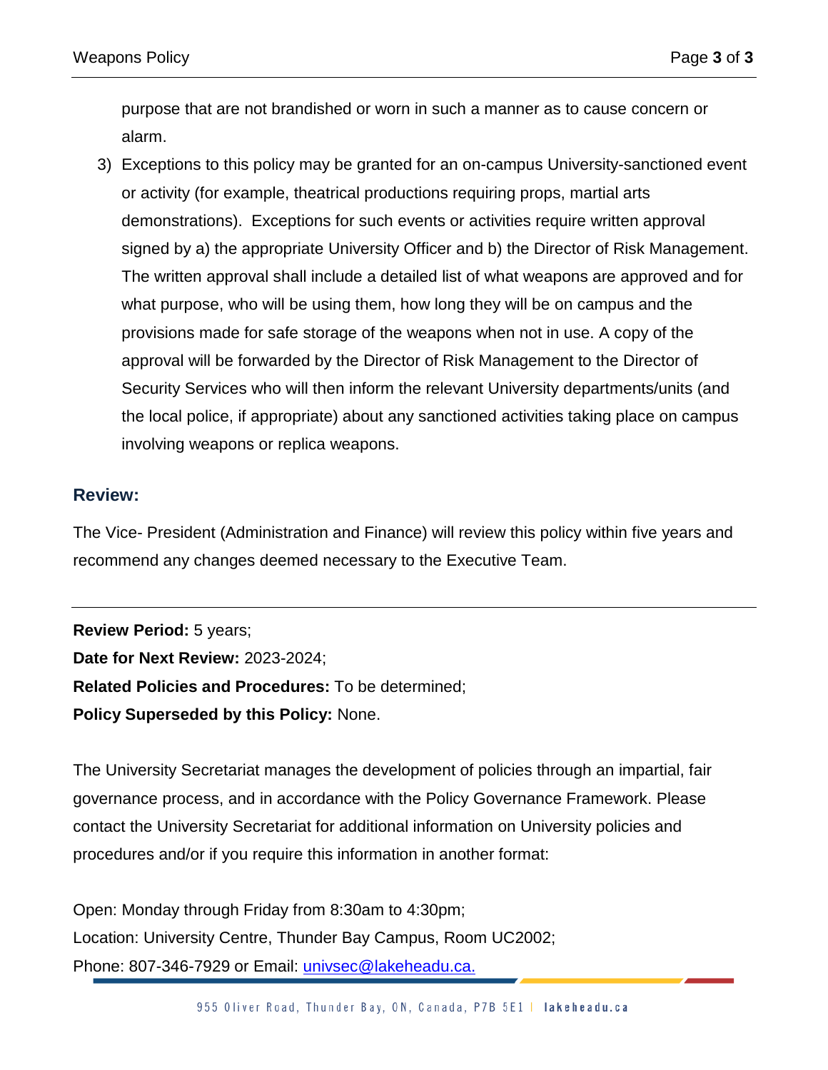purpose that are not brandished or worn in such a manner as to cause concern or alarm.

3) Exceptions to this policy may be granted for an on-campus University-sanctioned event or activity (for example, theatrical productions requiring props, martial arts demonstrations). Exceptions for such events or activities require written approval signed by a) the appropriate University Officer and b) the Director of Risk Management. The written approval shall include a detailed list of what weapons are approved and for what purpose, who will be using them, how long they will be on campus and the provisions made for safe storage of the weapons when not in use. A copy of the approval will be forwarded by the Director of Risk Management to the Director of Security Services who will then inform the relevant University departments/units (and the local police, if appropriate) about any sanctioned activities taking place on campus involving weapons or replica weapons.

## Review:

The Vice- President (Administration and Finance) will review this policy within five years and recommend any changes deemed necessary to the Executive Team.

---

**Review Period:** 5 years;
**Date for Next Review:** 2023-2024;
**Related Policies and Procedures:** To be determined;
**Policy Superseded by this Policy:** None.

The University Secretariat manages the development of policies through an impartial, fair governance process, and in accordance with the Policy Governance Framework. Please contact the University Secretariat for additional information on University policies and procedures and/or if you require this information in another format:

Open: Monday through Friday from 8:30am to 4:30pm;
Location: University Centre, Thunder Bay Campus, Room UC2002;
Phone: 807-346-7929 or Email: univsec@lakeheadu.ca.